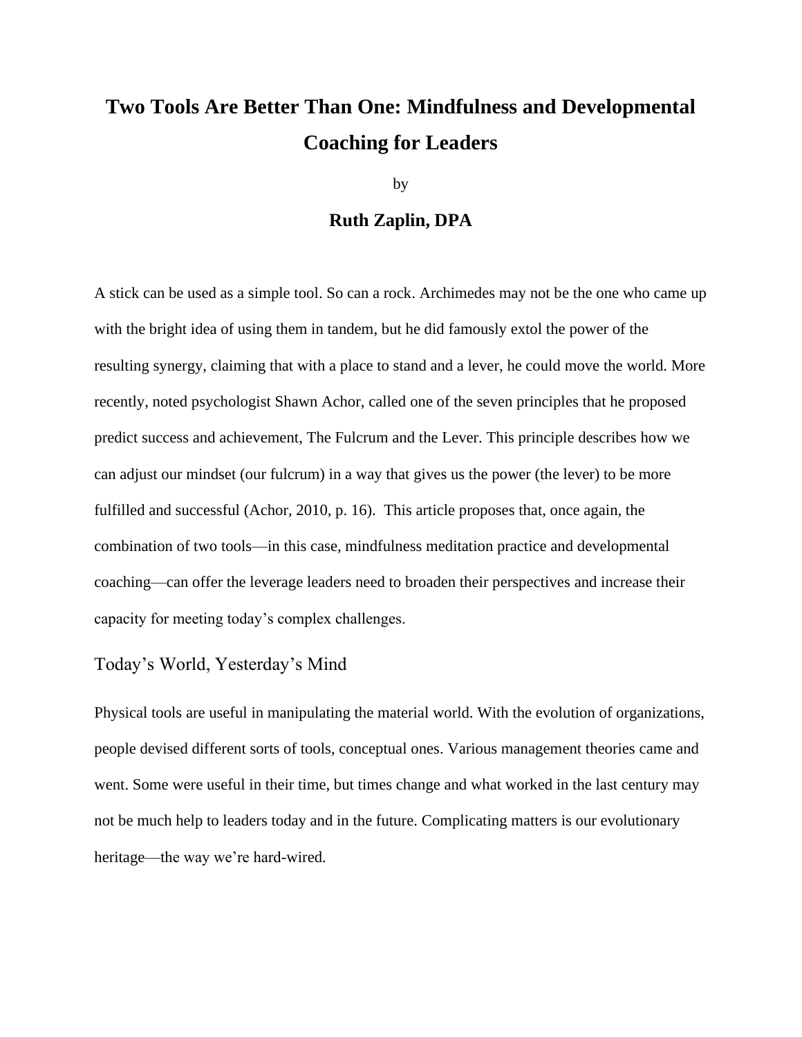# Two Tools Are Better Than One: Mindfulness and Developmental Coaching for Leaders

by

**Ruth Zaplin, DPA**

A stick can be used as a simple tool. So can a rock. Archimedes may not be the one who came up with the bright idea of using them in tandem, but he did famously extol the power of the resulting synergy, claiming that with a place to stand and a lever, he could move the world. More recently, noted psychologist Shawn Achor, called one of the seven principles that he proposed predict success and achievement, The Fulcrum and the Lever. This principle describes how we can adjust our mindset (our fulcrum) in a way that gives us the power (the lever) to be more fulfilled and successful (Achor, 2010, p. 16). This article proposes that, once again, the combination of two tools—in this case, mindfulness meditation practice and developmental coaching—can offer the leverage leaders need to broaden their perspectives and increase their capacity for meeting today's complex challenges.

## Today's World, Yesterday's Mind

Physical tools are useful in manipulating the material world. With the evolution of organizations, people devised different sorts of tools, conceptual ones. Various management theories came and went. Some were useful in their time, but times change and what worked in the last century may not be much help to leaders today and in the future. Complicating matters is our evolutionary heritage—the way we're hard-wired.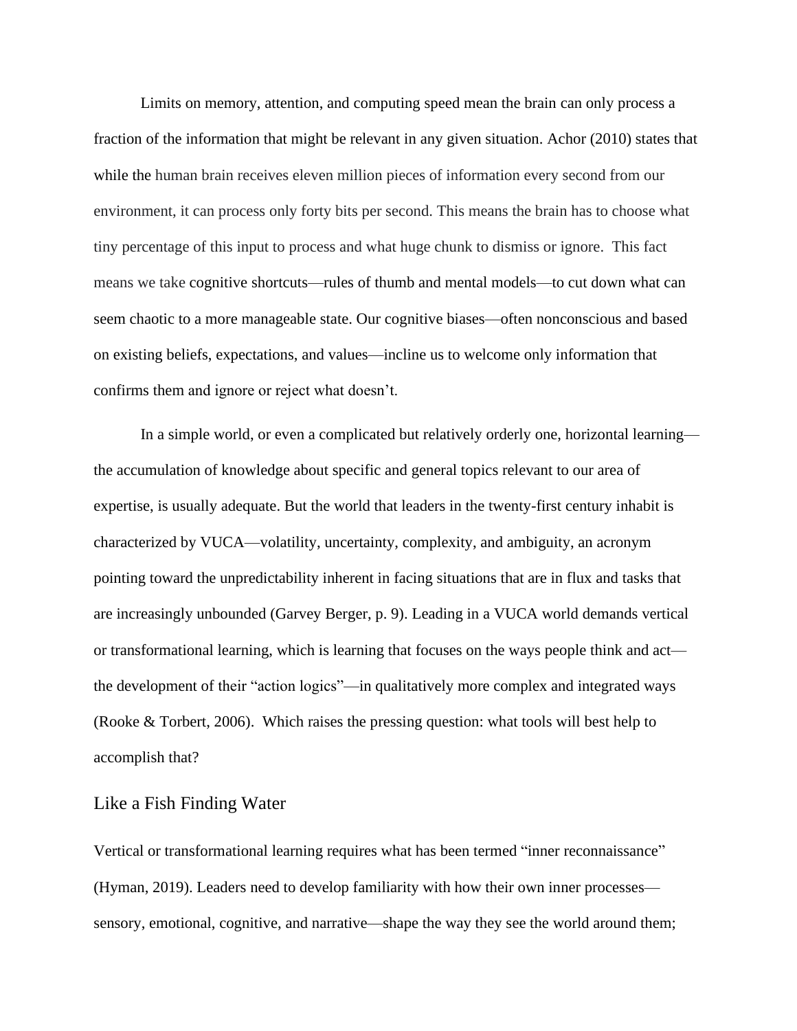Limits on memory, attention, and computing speed mean the brain can only process a fraction of the information that might be relevant in any given situation. Achor (2010) states that while the human brain receives eleven million pieces of information every second from our environment, it can process only forty bits per second. This means the brain has to choose what tiny percentage of this input to process and what huge chunk to dismiss or ignore. This fact means we take cognitive shortcuts—rules of thumb and mental models—to cut down what can seem chaotic to a more manageable state. Our cognitive biases—often nonconscious and based on existing beliefs, expectations, and values—incline us to welcome only information that confirms them and ignore or reject what doesn't.

In a simple world, or even a complicated but relatively orderly one, horizontal learning—the accumulation of knowledge about specific and general topics relevant to our area of expertise, is usually adequate. But the world that leaders in the twenty-first century inhabit is characterized by VUCA—volatility, uncertainty, complexity, and ambiguity, an acronym pointing toward the unpredictability inherent in facing situations that are in flux and tasks that are increasingly unbounded (Garvey Berger, p. 9). Leading in a VUCA world demands vertical or transformational learning, which is learning that focuses on the ways people think and act—the development of their "action logics"—in qualitatively more complex and integrated ways (Rooke & Torbert, 2006). Which raises the pressing question: what tools will best help to accomplish that?

## Like a Fish Finding Water

Vertical or transformational learning requires what has been termed "inner reconnaissance" (Hyman, 2019). Leaders need to develop familiarity with how their own inner processes—sensory, emotional, cognitive, and narrative—shape the way they see the world around them;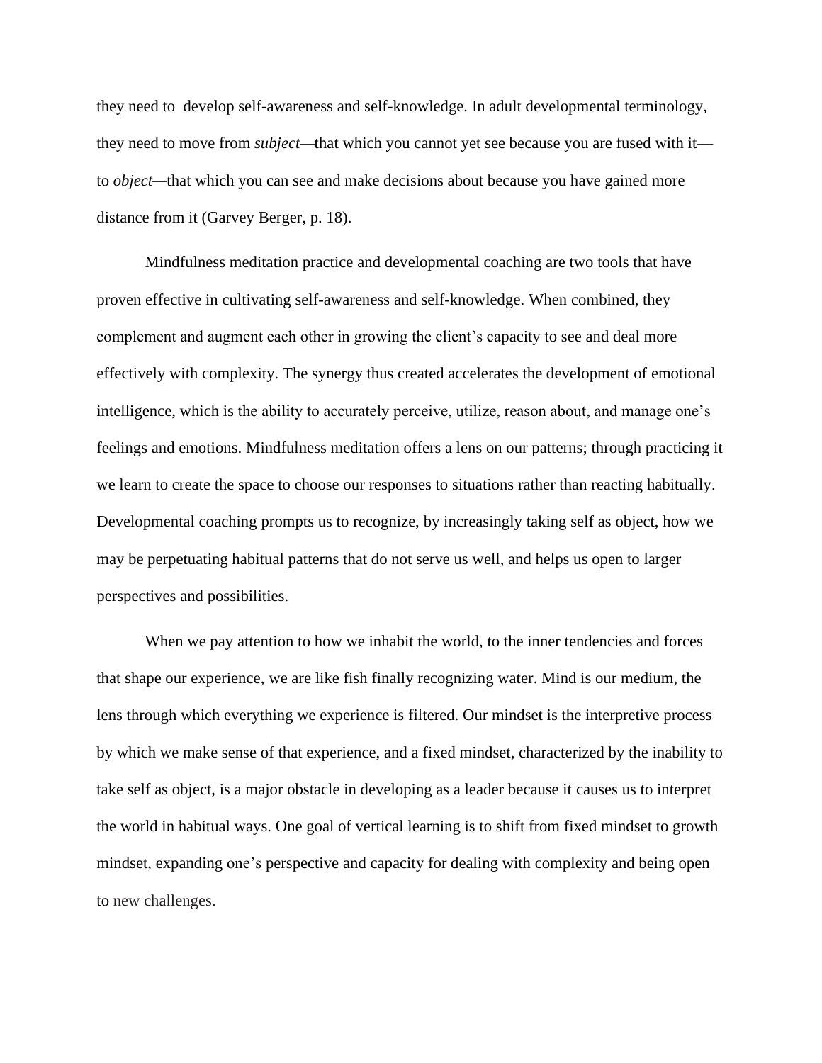they need to develop self-awareness and self-knowledge. In adult developmental terminology, they need to move from *subject*—that which you cannot yet see because you are fused with it—to *object*—that which you can see and make decisions about because you have gained more distance from it (Garvey Berger, p. 18).

Mindfulness meditation practice and developmental coaching are two tools that have proven effective in cultivating self-awareness and self-knowledge. When combined, they complement and augment each other in growing the client's capacity to see and deal more effectively with complexity. The synergy thus created accelerates the development of emotional intelligence, which is the ability to accurately perceive, utilize, reason about, and manage one's feelings and emotions. Mindfulness meditation offers a lens on our patterns; through practicing it we learn to create the space to choose our responses to situations rather than reacting habitually. Developmental coaching prompts us to recognize, by increasingly taking self as object, how we may be perpetuating habitual patterns that do not serve us well, and helps us open to larger perspectives and possibilities.

When we pay attention to how we inhabit the world, to the inner tendencies and forces that shape our experience, we are like fish finally recognizing water. Mind is our medium, the lens through which everything we experience is filtered. Our mindset is the interpretive process by which we make sense of that experience, and a fixed mindset, characterized by the inability to take self as object, is a major obstacle in developing as a leader because it causes us to interpret the world in habitual ways. One goal of vertical learning is to shift from fixed mindset to growth mindset, expanding one's perspective and capacity for dealing with complexity and being open to new challenges.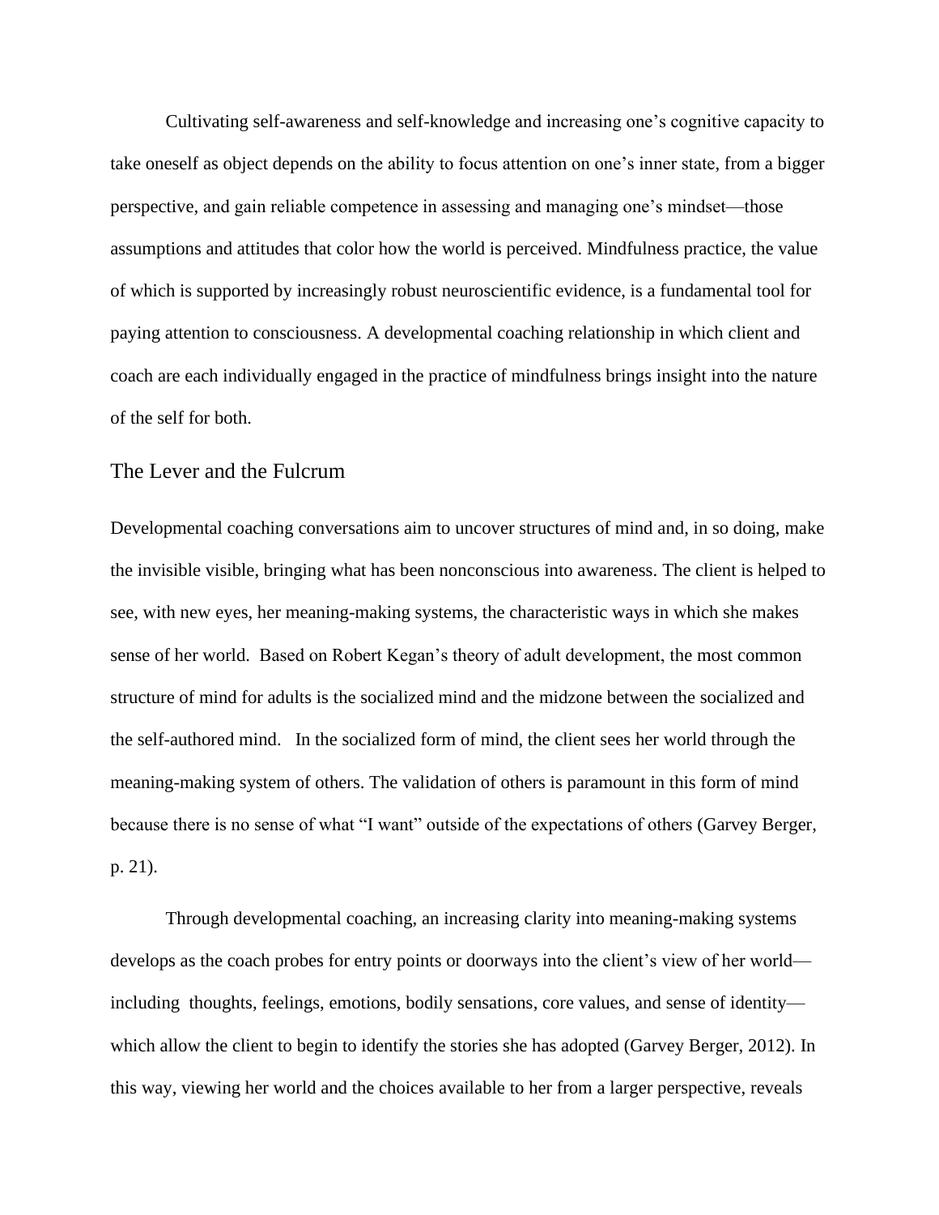Cultivating self-awareness and self-knowledge and increasing one's cognitive capacity to take oneself as object depends on the ability to focus attention on one's inner state, from a bigger perspective, and gain reliable competence in assessing and managing one's mindset—those assumptions and attitudes that color how the world is perceived. Mindfulness practice, the value of which is supported by increasingly robust neuroscientific evidence, is a fundamental tool for paying attention to consciousness. A developmental coaching relationship in which client and coach are each individually engaged in the practice of mindfulness brings insight into the nature of the self for both.

## The Lever and the Fulcrum

Developmental coaching conversations aim to uncover structures of mind and, in so doing, make the invisible visible, bringing what has been nonconscious into awareness. The client is helped to see, with new eyes, her meaning-making systems, the characteristic ways in which she makes sense of her world. Based on Robert Kegan's theory of adult development, the most common structure of mind for adults is the socialized mind and the midzone between the socialized and the self-authored mind. In the socialized form of mind, the client sees her world through the meaning-making system of others. The validation of others is paramount in this form of mind because there is no sense of what "I want" outside of the expectations of others (Garvey Berger, p. 21).

Through developmental coaching, an increasing clarity into meaning-making systems develops as the coach probes for entry points or doorways into the client's view of her world—including thoughts, feelings, emotions, bodily sensations, core values, and sense of identity—which allow the client to begin to identify the stories she has adopted (Garvey Berger, 2012). In this way, viewing her world and the choices available to her from a larger perspective, reveals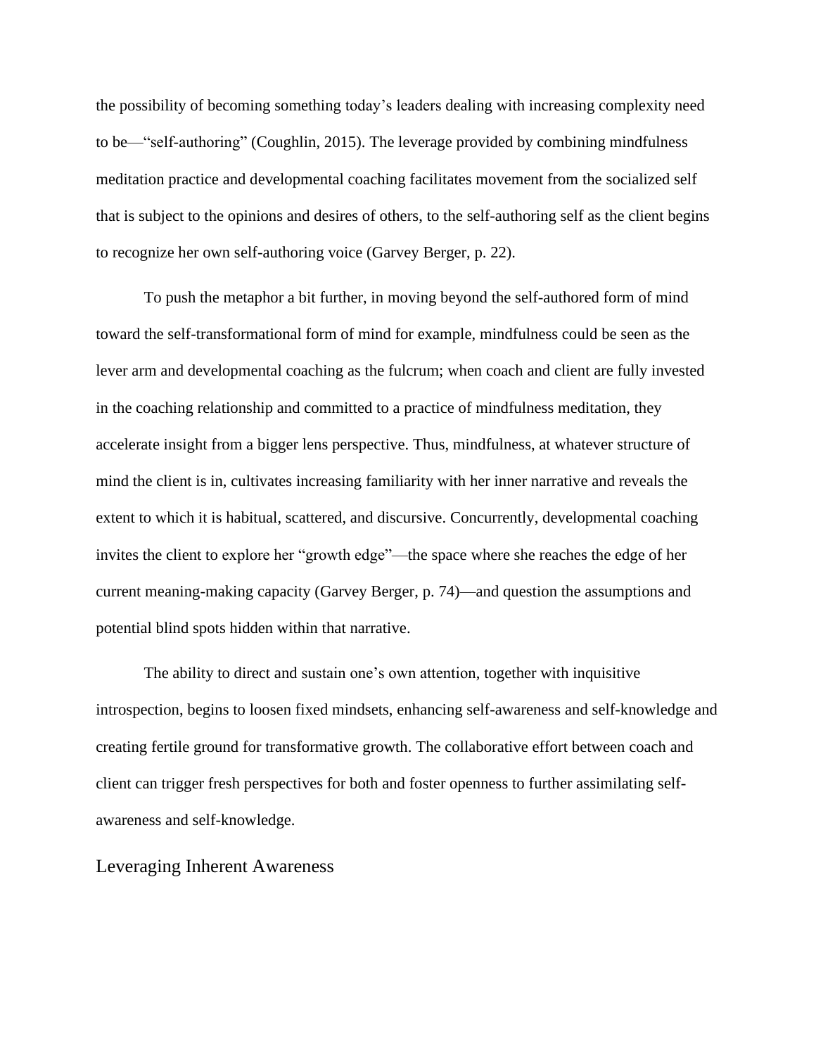the possibility of becoming something today's leaders dealing with increasing complexity need to be—"self-authoring" (Coughlin, 2015). The leverage provided by combining mindfulness meditation practice and developmental coaching facilitates movement from the socialized self that is subject to the opinions and desires of others, to the self-authoring self as the client begins to recognize her own self-authoring voice (Garvey Berger, p. 22).

To push the metaphor a bit further, in moving beyond the self-authored form of mind toward the self-transformational form of mind for example, mindfulness could be seen as the lever arm and developmental coaching as the fulcrum; when coach and client are fully invested in the coaching relationship and committed to a practice of mindfulness meditation, they accelerate insight from a bigger lens perspective. Thus, mindfulness, at whatever structure of mind the client is in, cultivates increasing familiarity with her inner narrative and reveals the extent to which it is habitual, scattered, and discursive. Concurrently, developmental coaching invites the client to explore her "growth edge"—the space where she reaches the edge of her current meaning-making capacity (Garvey Berger, p. 74)—and question the assumptions and potential blind spots hidden within that narrative.

The ability to direct and sustain one's own attention, together with inquisitive introspection, begins to loosen fixed mindsets, enhancing self-awareness and self-knowledge and creating fertile ground for transformative growth. The collaborative effort between coach and client can trigger fresh perspectives for both and foster openness to further assimilating self-awareness and self-knowledge.

## Leveraging Inherent Awareness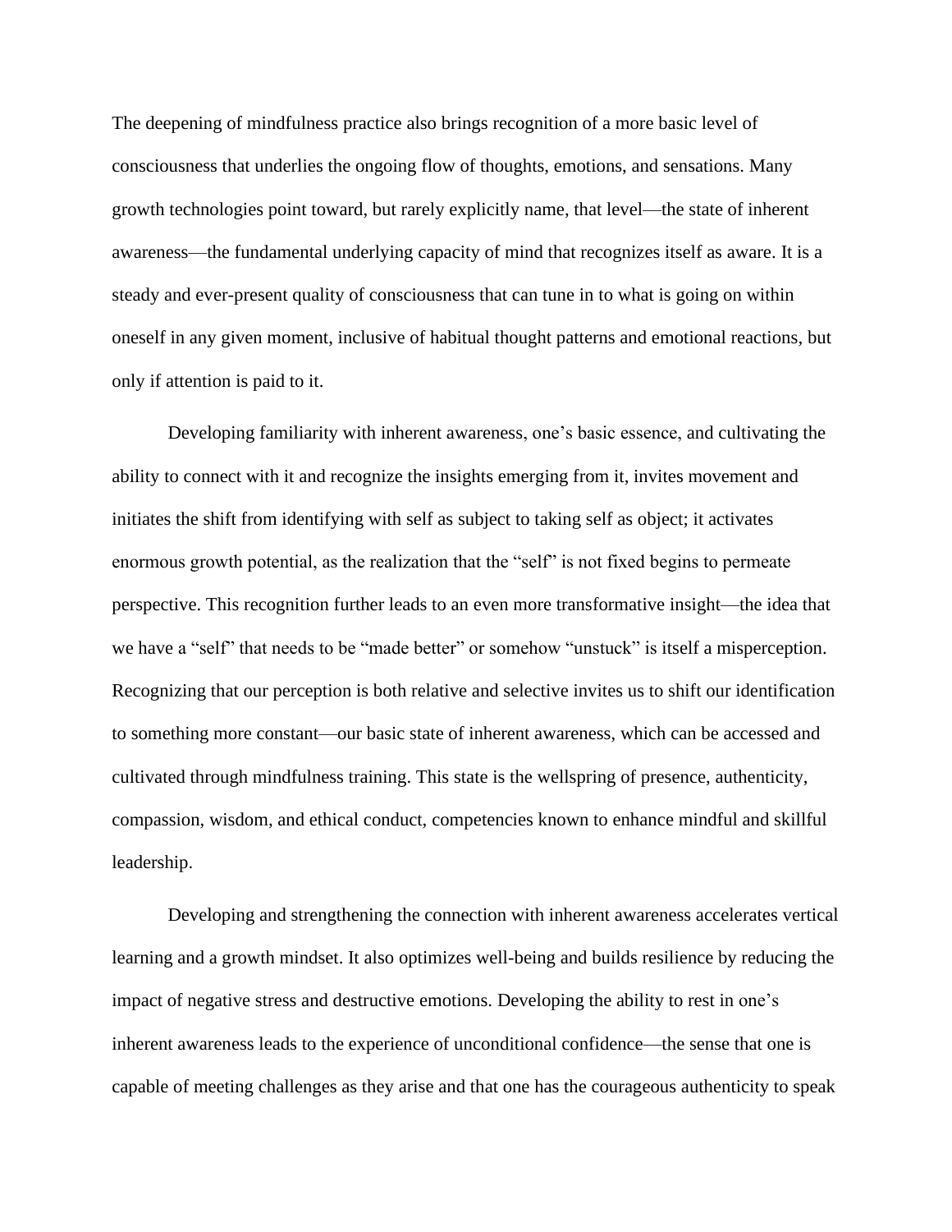The deepening of mindfulness practice also brings recognition of a more basic level of consciousness that underlies the ongoing flow of thoughts, emotions, and sensations. Many growth technologies point toward, but rarely explicitly name, that level—the state of inherent awareness—the fundamental underlying capacity of mind that recognizes itself as aware. It is a steady and ever-present quality of consciousness that can tune in to what is going on within oneself in any given moment, inclusive of habitual thought patterns and emotional reactions, but only if attention is paid to it.

Developing familiarity with inherent awareness, one's basic essence, and cultivating the ability to connect with it and recognize the insights emerging from it, invites movement and initiates the shift from identifying with self as subject to taking self as object; it activates enormous growth potential, as the realization that the "self" is not fixed begins to permeate perspective. This recognition further leads to an even more transformative insight—the idea that we have a "self" that needs to be "made better" or somehow "unstuck" is itself a misperception. Recognizing that our perception is both relative and selective invites us to shift our identification to something more constant—our basic state of inherent awareness, which can be accessed and cultivated through mindfulness training. This state is the wellspring of presence, authenticity, compassion, wisdom, and ethical conduct, competencies known to enhance mindful and skillful leadership.

Developing and strengthening the connection with inherent awareness accelerates vertical learning and a growth mindset. It also optimizes well-being and builds resilience by reducing the impact of negative stress and destructive emotions. Developing the ability to rest in one's inherent awareness leads to the experience of unconditional confidence—the sense that one is capable of meeting challenges as they arise and that one has the courageous authenticity to speak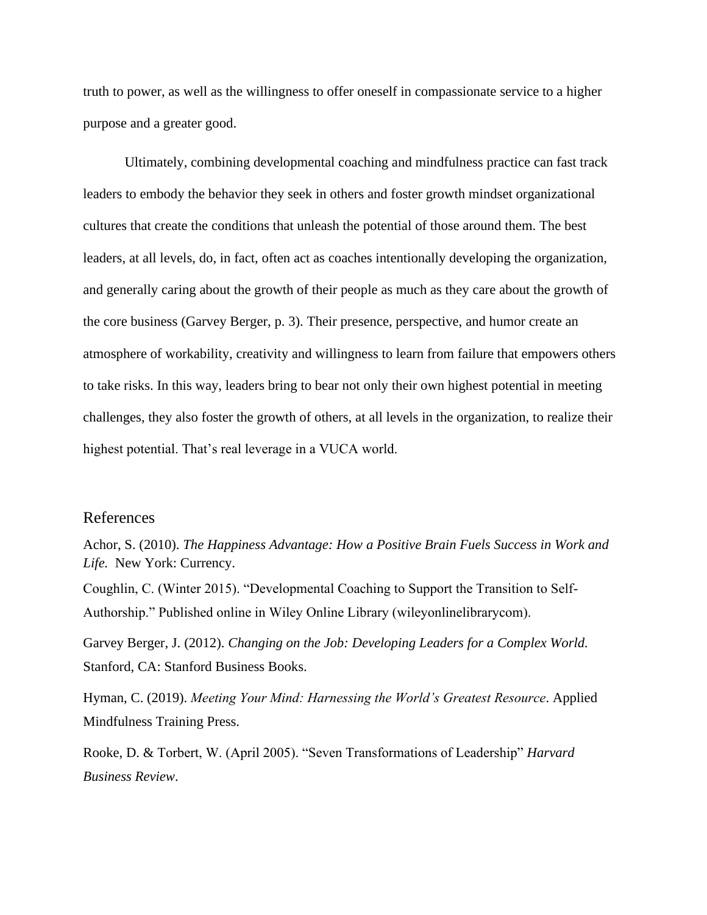truth to power, as well as the willingness to offer oneself in compassionate service to a higher purpose and a greater good.

Ultimately, combining developmental coaching and mindfulness practice can fast track leaders to embody the behavior they seek in others and foster growth mindset organizational cultures that create the conditions that unleash the potential of those around them. The best leaders, at all levels, do, in fact, often act as coaches intentionally developing the organization, and generally caring about the growth of their people as much as they care about the growth of the core business (Garvey Berger, p. 3). Their presence, perspective, and humor create an atmosphere of workability, creativity and willingness to learn from failure that empowers others to take risks. In this way, leaders bring to bear not only their own highest potential in meeting challenges, they also foster the growth of others, at all levels in the organization, to realize their highest potential. That's real leverage in a VUCA world.

## References

Achor, S. (2010). *The Happiness Advantage: How a Positive Brain Fuels Success in Work and Life.* New York: Currency.

Coughlin, C. (Winter 2015). "Developmental Coaching to Support the Transition to Self-Authorship." Published online in Wiley Online Library (wileyonlinelibrarycom).

Garvey Berger, J. (2012). *Changing on the Job: Developing Leaders for a Complex World.* Stanford, CA: Stanford Business Books.

Hyman, C. (2019). *Meeting Your Mind: Harnessing the World's Greatest Resource*. Applied Mindfulness Training Press.

Rooke, D. & Torbert, W. (April 2005). "Seven Transformations of Leadership" *Harvard Business Review*.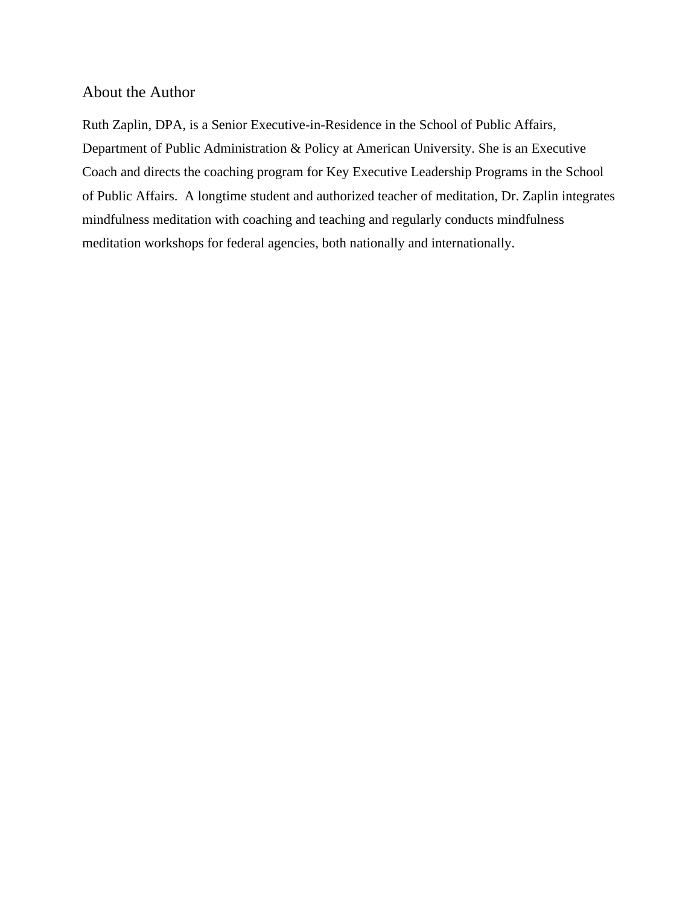## About the Author

Ruth Zaplin, DPA, is a Senior Executive-in-Residence in the School of Public Affairs, Department of Public Administration & Policy at American University. She is an Executive Coach and directs the coaching program for Key Executive Leadership Programs in the School of Public Affairs. A longtime student and authorized teacher of meditation, Dr. Zaplin integrates mindfulness meditation with coaching and teaching and regularly conducts mindfulness meditation workshops for federal agencies, both nationally and internationally.